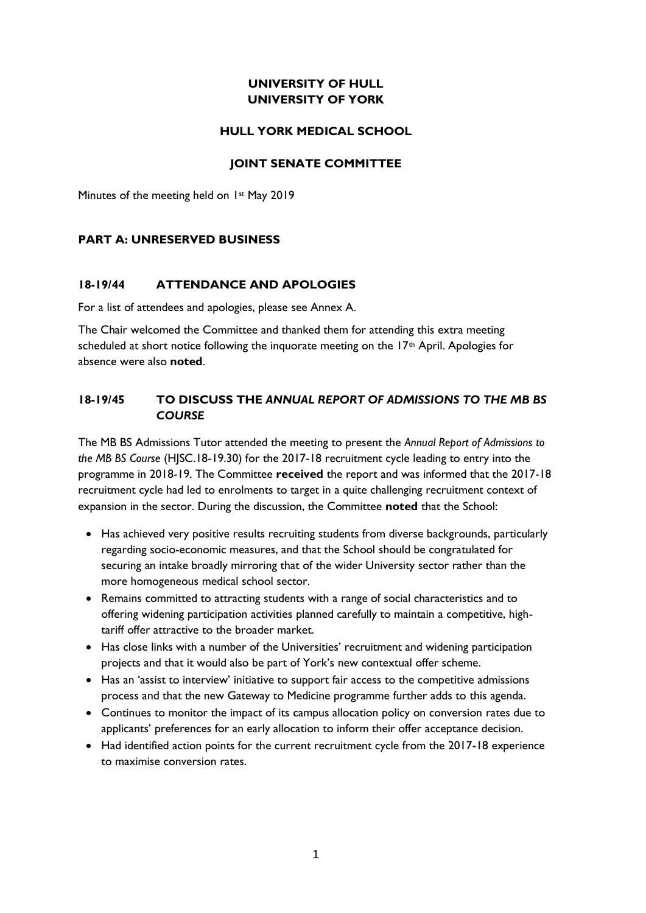**UNIVERSITY OF HULL**
**UNIVERSITY OF YORK**

**HULL YORK MEDICAL SCHOOL**

**JOINT SENATE COMMITTEE**

Minutes of the meeting held on 1st May 2019

## PART A: UNRESERVED BUSINESS

### 18-19/44 ATTENDANCE AND APOLOGIES

For a list of attendees and apologies, please see Annex A.

The Chair welcomed the Committee and thanked them for attending this extra meeting scheduled at short notice following the inquorate meeting on the 17th April. Apologies for absence were also **noted**.

### 18-19/45 TO DISCUSS THE *ANNUAL REPORT OF ADMISSIONS TO THE MB BS COURSE*

The MB BS Admissions Tutor attended the meeting to present the *Annual Report of Admissions to the MB BS Course* (HJSC.18-19.30) for the 2017-18 recruitment cycle leading to entry into the programme in 2018-19. The Committee **received** the report and was informed that the 2017-18 recruitment cycle had led to enrolments to target in a quite challenging recruitment context of expansion in the sector. During the discussion, the Committee **noted** that the School:

- Has achieved very positive results recruiting students from diverse backgrounds, particularly regarding socio-economic measures, and that the School should be congratulated for securing an intake broadly mirroring that of the wider University sector rather than the more homogeneous medical school sector.
- Remains committed to attracting students with a range of social characteristics and to offering widening participation activities planned carefully to maintain a competitive, high-tariff offer attractive to the broader market.
- Has close links with a number of the Universities' recruitment and widening participation projects and that it would also be part of York's new contextual offer scheme.
- Has an 'assist to interview' initiative to support fair access to the competitive admissions process and that the new Gateway to Medicine programme further adds to this agenda.
- Continues to monitor the impact of its campus allocation policy on conversion rates due to applicants' preferences for an early allocation to inform their offer acceptance decision.
- Had identified action points for the current recruitment cycle from the 2017-18 experience to maximise conversion rates.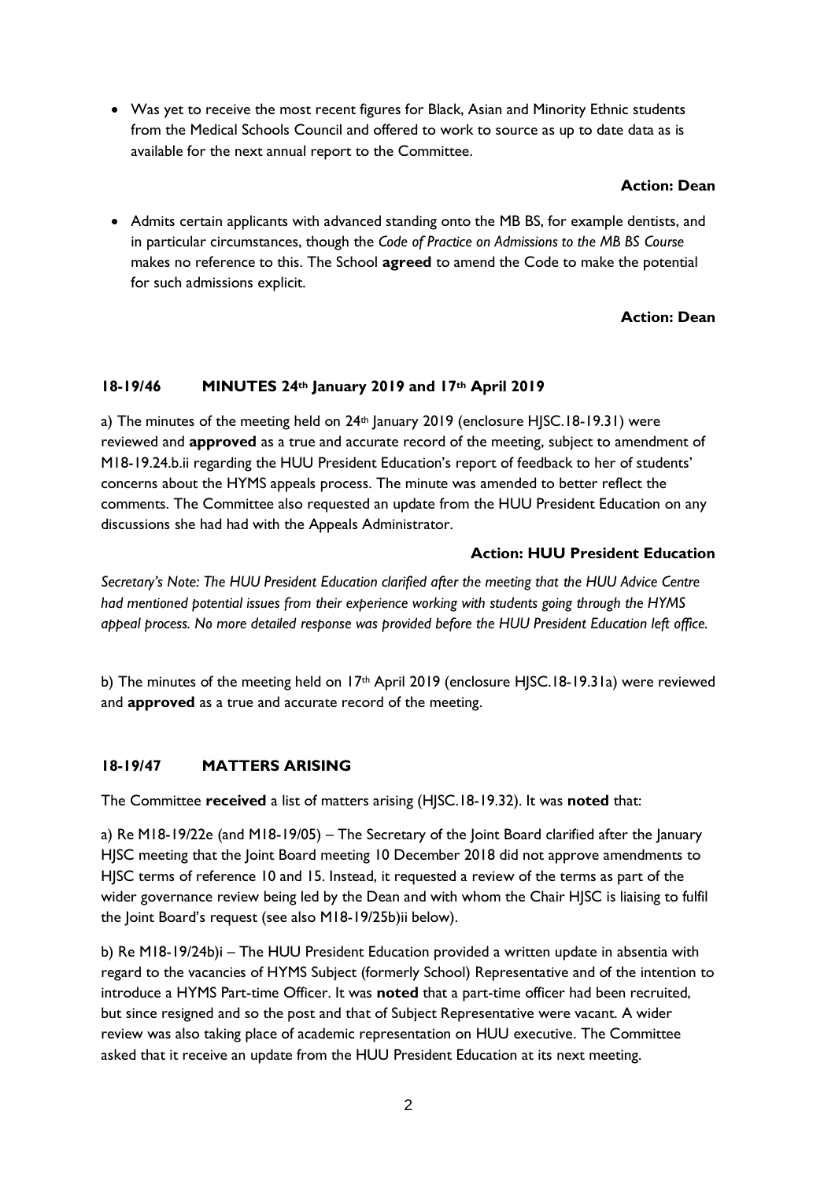- Was yet to receive the most recent figures for Black, Asian and Minority Ethnic students from the Medical Schools Council and offered to work to source as up to date data as is available for the next annual report to the Committee.

**Action: Dean**

- Admits certain applicants with advanced standing onto the MB BS, for example dentists, and in particular circumstances, though the *Code of Practice on Admissions to the MB BS Course* makes no reference to this. The School **agreed** to amend the Code to make the potential for such admissions explicit.

**Action: Dean**

### 18-19/46 MINUTES 24th January 2019 and 17th April 2019

a) The minutes of the meeting held on 24th January 2019 (enclosure HJSC.18-19.31) were reviewed and **approved** as a true and accurate record of the meeting, subject to amendment of M18-19.24.b.ii regarding the HUU President Education's report of feedback to her of students' concerns about the HYMS appeals process. The minute was amended to better reflect the comments. The Committee also requested an update from the HUU President Education on any discussions she had had with the Appeals Administrator.

**Action: HUU President Education**

*Secretary's Note: The HUU President Education clarified after the meeting that the HUU Advice Centre had mentioned potential issues from their experience working with students going through the HYMS appeal process. No more detailed response was provided before the HUU President Education left office.*

b) The minutes of the meeting held on 17th April 2019 (enclosure HJSC.18-19.31a) were reviewed and **approved** as a true and accurate record of the meeting.

### 18-19/47 MATTERS ARISING

The Committee **received** a list of matters arising (HJSC.18-19.32). It was **noted** that:

a) Re M18-19/22e (and M18-19/05) – The Secretary of the Joint Board clarified after the January HJSC meeting that the Joint Board meeting 10 December 2018 did not approve amendments to HJSC terms of reference 10 and 15. Instead, it requested a review of the terms as part of the wider governance review being led by the Dean and with whom the Chair HJSC is liaising to fulfil the Joint Board's request (see also M18-19/25b)ii below).

b) Re M18-19/24b)i – The HUU President Education provided a written update in absentia with regard to the vacancies of HYMS Subject (formerly School) Representative and of the intention to introduce a HYMS Part-time Officer. It was **noted** that a part-time officer had been recruited, but since resigned and so the post and that of Subject Representative were vacant. A wider review was also taking place of academic representation on HUU executive. The Committee asked that it receive an update from the HUU President Education at its next meeting.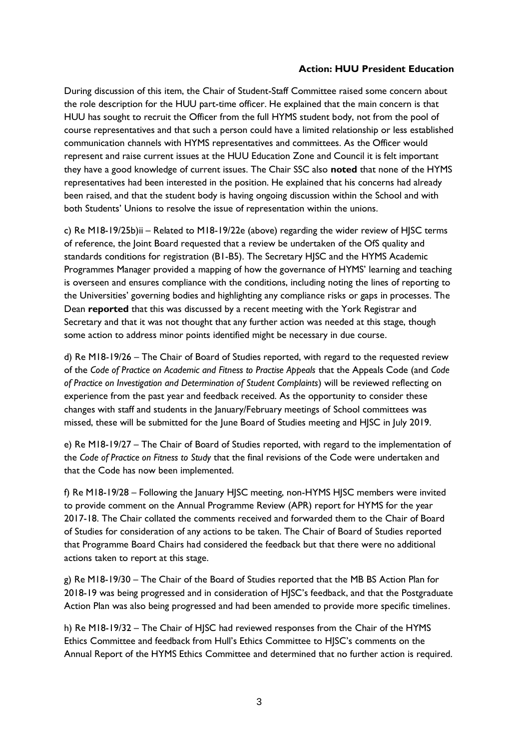**Action: HUU President Education**

During discussion of this item, the Chair of Student-Staff Committee raised some concern about the role description for the HUU part-time officer. He explained that the main concern is that HUU has sought to recruit the Officer from the full HYMS student body, not from the pool of course representatives and that such a person could have a limited relationship or less established communication channels with HYMS representatives and committees. As the Officer would represent and raise current issues at the HUU Education Zone and Council it is felt important they have a good knowledge of current issues. The Chair SSC also **noted** that none of the HYMS representatives had been interested in the position. He explained that his concerns had already been raised, and that the student body is having ongoing discussion within the School and with both Students' Unions to resolve the issue of representation within the unions.

c) Re M18-19/25b)ii – Related to M18-19/22e (above) regarding the wider review of HJSC terms of reference, the Joint Board requested that a review be undertaken of the OfS quality and standards conditions for registration (B1-B5). The Secretary HJSC and the HYMS Academic Programmes Manager provided a mapping of how the governance of HYMS' learning and teaching is overseen and ensures compliance with the conditions, including noting the lines of reporting to the Universities' governing bodies and highlighting any compliance risks or gaps in processes. The Dean **reported** that this was discussed by a recent meeting with the York Registrar and Secretary and that it was not thought that any further action was needed at this stage, though some action to address minor points identified might be necessary in due course.

d) Re M18-19/26 – The Chair of Board of Studies reported, with regard to the requested review of the *Code of Practice on Academic and Fitness to Practise Appeals* that the Appeals Code (and *Code of Practice on Investigation and Determination of Student Complaints*) will be reviewed reflecting on experience from the past year and feedback received. As the opportunity to consider these changes with staff and students in the January/February meetings of School committees was missed, these will be submitted for the June Board of Studies meeting and HJSC in July 2019.

e) Re M18-19/27 – The Chair of Board of Studies reported, with regard to the implementation of the *Code of Practice on Fitness to Study* that the final revisions of the Code were undertaken and that the Code has now been implemented.

f) Re M18-19/28 – Following the January HJSC meeting, non-HYMS HJSC members were invited to provide comment on the Annual Programme Review (APR) report for HYMS for the year 2017-18. The Chair collated the comments received and forwarded them to the Chair of Board of Studies for consideration of any actions to be taken. The Chair of Board of Studies reported that Programme Board Chairs had considered the feedback but that there were no additional actions taken to report at this stage.

g) Re M18-19/30 – The Chair of the Board of Studies reported that the MB BS Action Plan for 2018-19 was being progressed and in consideration of HJSC's feedback, and that the Postgraduate Action Plan was also being progressed and had been amended to provide more specific timelines.

h) Re M18-19/32 – The Chair of HJSC had reviewed responses from the Chair of the HYMS Ethics Committee and feedback from Hull's Ethics Committee to HJSC's comments on the Annual Report of the HYMS Ethics Committee and determined that no further action is required.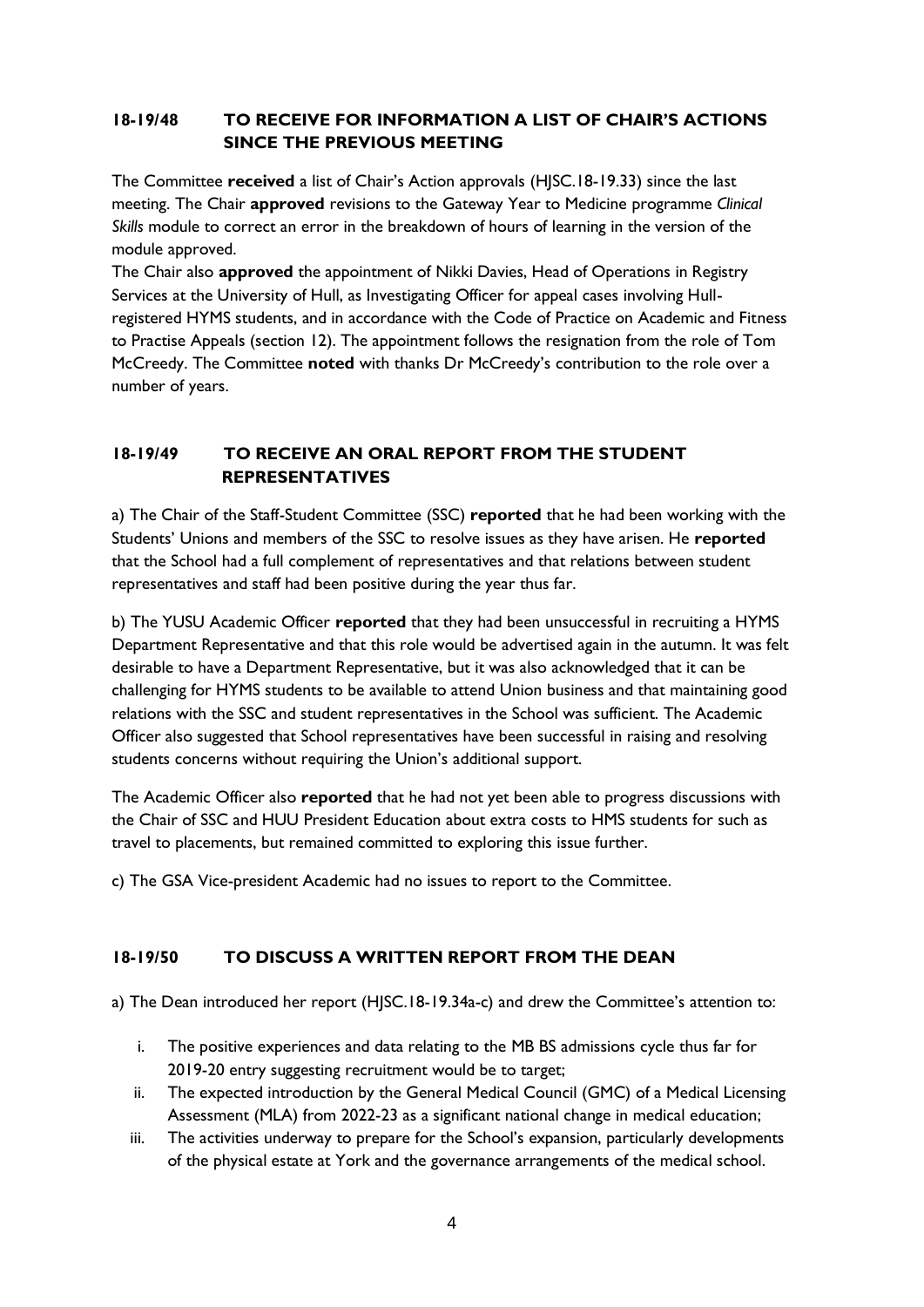### 18-19/48 TO RECEIVE FOR INFORMATION A LIST OF CHAIR'S ACTIONS SINCE THE PREVIOUS MEETING

The Committee **received** a list of Chair's Action approvals (HJSC.18-19.33) since the last meeting. The Chair **approved** revisions to the Gateway Year to Medicine programme *Clinical Skills* module to correct an error in the breakdown of hours of learning in the version of the module approved.

The Chair also **approved** the appointment of Nikki Davies, Head of Operations in Registry Services at the University of Hull, as Investigating Officer for appeal cases involving Hull-registered HYMS students, and in accordance with the Code of Practice on Academic and Fitness to Practise Appeals (section 12). The appointment follows the resignation from the role of Tom McCreedy. The Committee **noted** with thanks Dr McCreedy's contribution to the role over a number of years.

### 18-19/49 TO RECEIVE AN ORAL REPORT FROM THE STUDENT REPRESENTATIVES

a) The Chair of the Staff-Student Committee (SSC) **reported** that he had been working with the Students' Unions and members of the SSC to resolve issues as they have arisen. He **reported** that the School had a full complement of representatives and that relations between student representatives and staff had been positive during the year thus far.

b) The YUSU Academic Officer **reported** that they had been unsuccessful in recruiting a HYMS Department Representative and that this role would be advertised again in the autumn. It was felt desirable to have a Department Representative, but it was also acknowledged that it can be challenging for HYMS students to be available to attend Union business and that maintaining good relations with the SSC and student representatives in the School was sufficient. The Academic Officer also suggested that School representatives have been successful in raising and resolving students concerns without requiring the Union's additional support.

The Academic Officer also **reported** that he had not yet been able to progress discussions with the Chair of SSC and HUU President Education about extra costs to HMS students for such as travel to placements, but remained committed to exploring this issue further.

c) The GSA Vice-president Academic had no issues to report to the Committee.

### 18-19/50 TO DISCUSS A WRITTEN REPORT FROM THE DEAN

a) The Dean introduced her report (HJSC.18-19.34a-c) and drew the Committee's attention to:

i. The positive experiences and data relating to the MB BS admissions cycle thus far for 2019-20 entry suggesting recruitment would be to target;
ii. The expected introduction by the General Medical Council (GMC) of a Medical Licensing Assessment (MLA) from 2022-23 as a significant national change in medical education;
iii. The activities underway to prepare for the School's expansion, particularly developments of the physical estate at York and the governance arrangements of the medical school.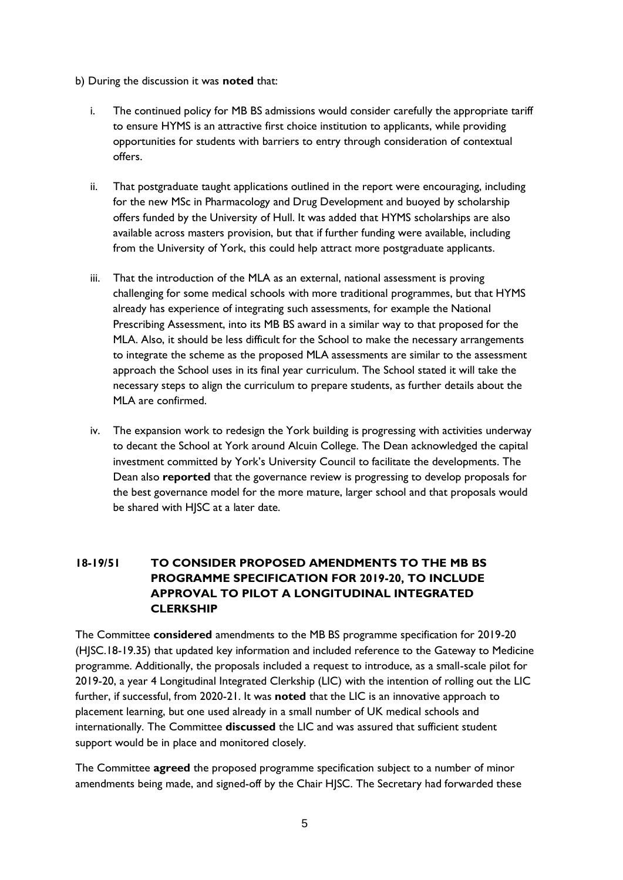b) During the discussion it was **noted** that:

i. The continued policy for MB BS admissions would consider carefully the appropriate tariff to ensure HYMS is an attractive first choice institution to applicants, while providing opportunities for students with barriers to entry through consideration of contextual offers.

ii. That postgraduate taught applications outlined in the report were encouraging, including for the new MSc in Pharmacology and Drug Development and buoyed by scholarship offers funded by the University of Hull. It was added that HYMS scholarships are also available across masters provision, but that if further funding were available, including from the University of York, this could help attract more postgraduate applicants.

iii. That the introduction of the MLA as an external, national assessment is proving challenging for some medical schools with more traditional programmes, but that HYMS already has experience of integrating such assessments, for example the National Prescribing Assessment, into its MB BS award in a similar way to that proposed for the MLA. Also, it should be less difficult for the School to make the necessary arrangements to integrate the scheme as the proposed MLA assessments are similar to the assessment approach the School uses in its final year curriculum. The School stated it will take the necessary steps to align the curriculum to prepare students, as further details about the MLA are confirmed.

iv. The expansion work to redesign the York building is progressing with activities underway to decant the School at York around Alcuin College. The Dean acknowledged the capital investment committed by York's University Council to facilitate the developments. The Dean also **reported** that the governance review is progressing to develop proposals for the best governance model for the more mature, larger school and that proposals would be shared with HJSC at a later date.

## 18-19/51 TO CONSIDER PROPOSED AMENDMENTS TO THE MB BS PROGRAMME SPECIFICATION FOR 2019-20, TO INCLUDE APPROVAL TO PILOT A LONGITUDINAL INTEGRATED CLERKSHIP

The Committee **considered** amendments to the MB BS programme specification for 2019-20 (HJSC.18-19.35) that updated key information and included reference to the Gateway to Medicine programme. Additionally, the proposals included a request to introduce, as a small-scale pilot for 2019-20, a year 4 Longitudinal Integrated Clerkship (LIC) with the intention of rolling out the LIC further, if successful, from 2020-21. It was **noted** that the LIC is an innovative approach to placement learning, but one used already in a small number of UK medical schools and internationally. The Committee **discussed** the LIC and was assured that sufficient student support would be in place and monitored closely.

The Committee **agreed** the proposed programme specification subject to a number of minor amendments being made, and signed-off by the Chair HJSC. The Secretary had forwarded these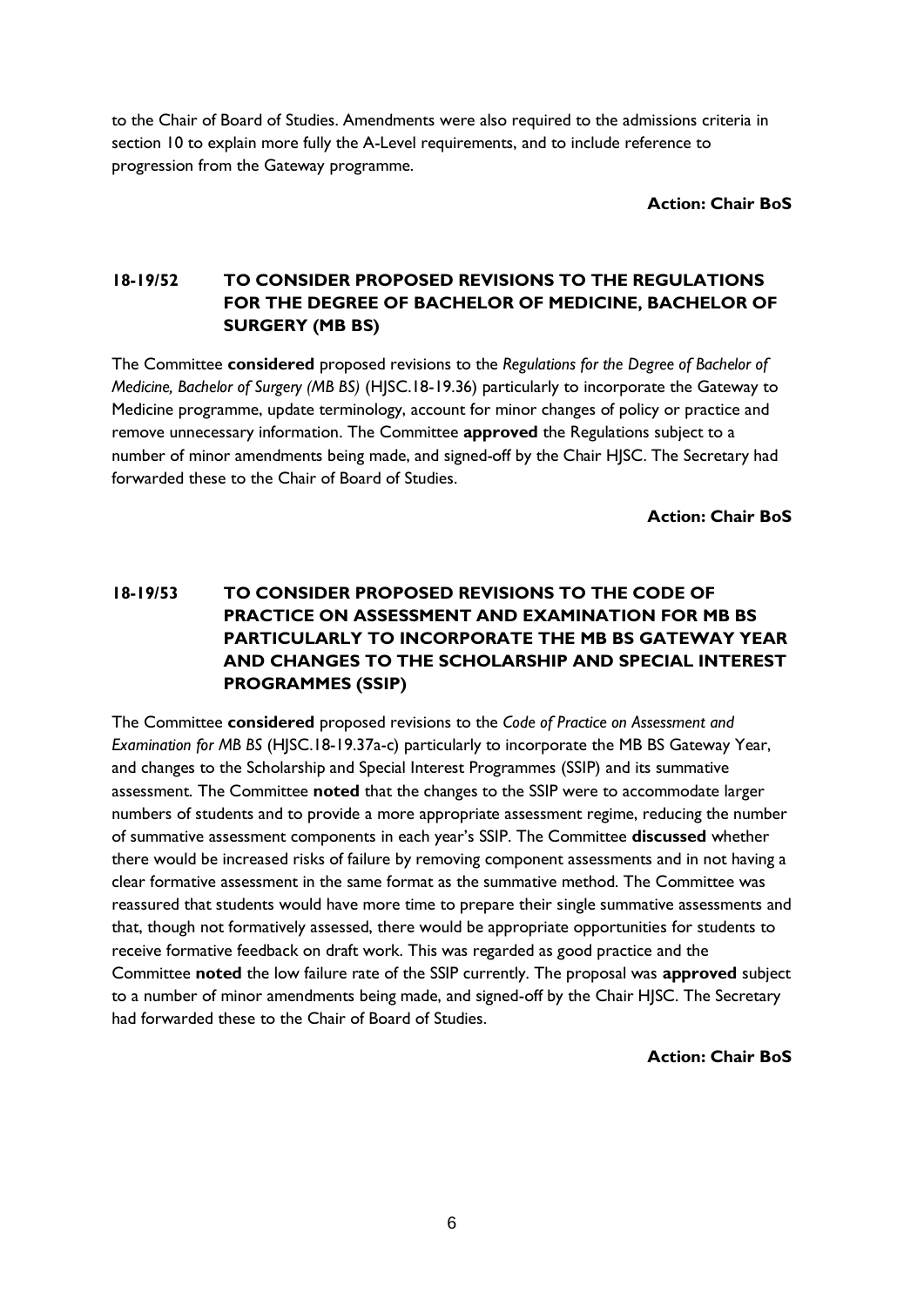to the Chair of Board of Studies. Amendments were also required to the admissions criteria in section 10 to explain more fully the A-Level requirements, and to include reference to progression from the Gateway programme.

**Action: Chair BoS**

## 18-19/52 TO CONSIDER PROPOSED REVISIONS TO THE REGULATIONS FOR THE DEGREE OF BACHELOR OF MEDICINE, BACHELOR OF SURGERY (MB BS)

The Committee **considered** proposed revisions to the *Regulations for the Degree of Bachelor of Medicine, Bachelor of Surgery (MB BS)* (HJSC.18-19.36) particularly to incorporate the Gateway to Medicine programme, update terminology, account for minor changes of policy or practice and remove unnecessary information. The Committee **approved** the Regulations subject to a number of minor amendments being made, and signed-off by the Chair HJSC. The Secretary had forwarded these to the Chair of Board of Studies.

**Action: Chair BoS**

## 18-19/53 TO CONSIDER PROPOSED REVISIONS TO THE CODE OF PRACTICE ON ASSESSMENT AND EXAMINATION FOR MB BS PARTICULARLY TO INCORPORATE THE MB BS GATEWAY YEAR AND CHANGES TO THE SCHOLARSHIP AND SPECIAL INTEREST PROGRAMMES (SSIP)

The Committee **considered** proposed revisions to the *Code of Practice on Assessment and Examination for MB BS* (HJSC.18-19.37a-c) particularly to incorporate the MB BS Gateway Year, and changes to the Scholarship and Special Interest Programmes (SSIP) and its summative assessment. The Committee **noted** that the changes to the SSIP were to accommodate larger numbers of students and to provide a more appropriate assessment regime, reducing the number of summative assessment components in each year's SSIP. The Committee **discussed** whether there would be increased risks of failure by removing component assessments and in not having a clear formative assessment in the same format as the summative method. The Committee was reassured that students would have more time to prepare their single summative assessments and that, though not formatively assessed, there would be appropriate opportunities for students to receive formative feedback on draft work. This was regarded as good practice and the Committee **noted** the low failure rate of the SSIP currently. The proposal was **approved** subject to a number of minor amendments being made, and signed-off by the Chair HJSC. The Secretary had forwarded these to the Chair of Board of Studies.

**Action: Chair BoS**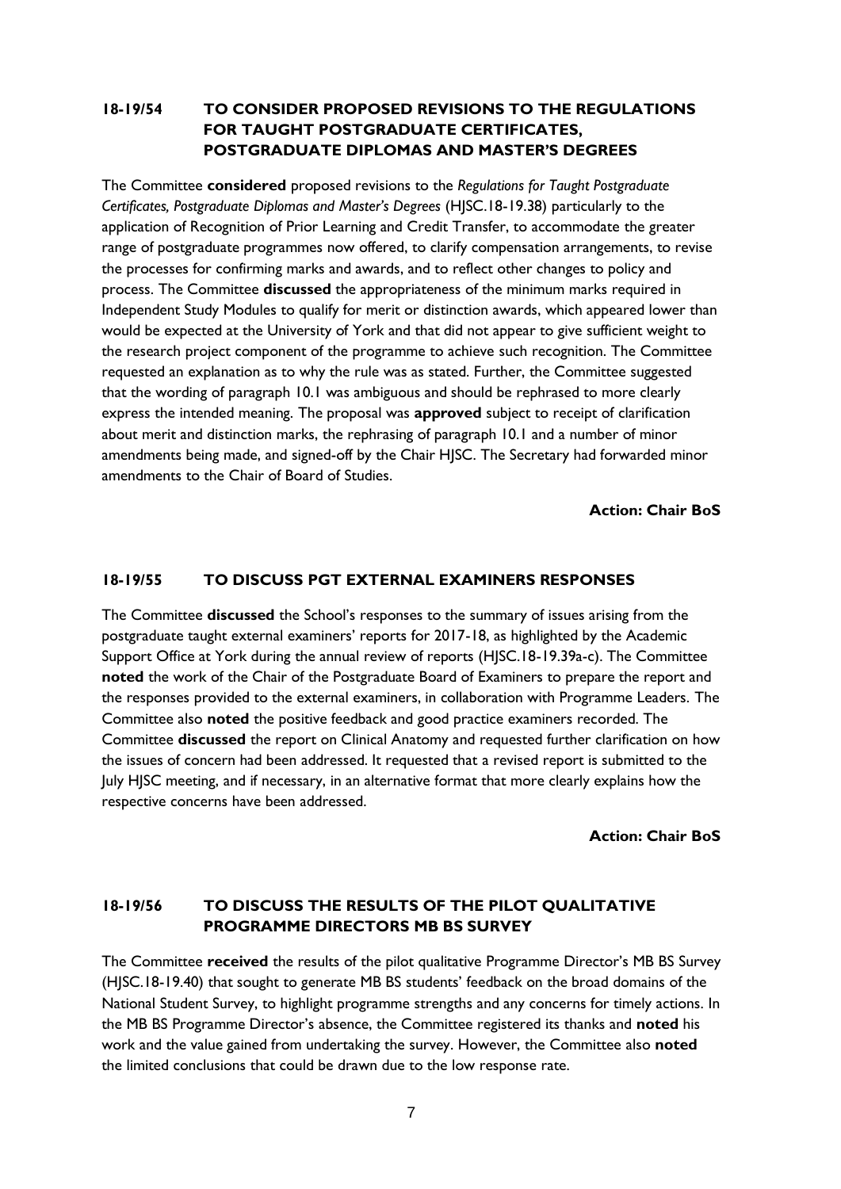### 18-19/54 TO CONSIDER PROPOSED REVISIONS TO THE REGULATIONS FOR TAUGHT POSTGRADUATE CERTIFICATES, POSTGRADUATE DIPLOMAS AND MASTER'S DEGREES

The Committee **considered** proposed revisions to the *Regulations for Taught Postgraduate Certificates, Postgraduate Diplomas and Master's Degrees* (HJSC.18-19.38) particularly to the application of Recognition of Prior Learning and Credit Transfer, to accommodate the greater range of postgraduate programmes now offered, to clarify compensation arrangements, to revise the processes for confirming marks and awards, and to reflect other changes to policy and process. The Committee **discussed** the appropriateness of the minimum marks required in Independent Study Modules to qualify for merit or distinction awards, which appeared lower than would be expected at the University of York and that did not appear to give sufficient weight to the research project component of the programme to achieve such recognition. The Committee requested an explanation as to why the rule was as stated. Further, the Committee suggested that the wording of paragraph 10.1 was ambiguous and should be rephrased to more clearly express the intended meaning. The proposal was **approved** subject to receipt of clarification about merit and distinction marks, the rephrasing of paragraph 10.1 and a number of minor amendments being made, and signed-off by the Chair HJSC. The Secretary had forwarded minor amendments to the Chair of Board of Studies.

**Action: Chair BoS**

### 18-19/55 TO DISCUSS PGT EXTERNAL EXAMINERS RESPONSES

The Committee **discussed** the School's responses to the summary of issues arising from the postgraduate taught external examiners' reports for 2017-18, as highlighted by the Academic Support Office at York during the annual review of reports (HJSC.18-19.39a-c). The Committee **noted** the work of the Chair of the Postgraduate Board of Examiners to prepare the report and the responses provided to the external examiners, in collaboration with Programme Leaders. The Committee also **noted** the positive feedback and good practice examiners recorded. The Committee **discussed** the report on Clinical Anatomy and requested further clarification on how the issues of concern had been addressed. It requested that a revised report is submitted to the July HJSC meeting, and if necessary, in an alternative format that more clearly explains how the respective concerns have been addressed.

**Action: Chair BoS**

### 18-19/56 TO DISCUSS THE RESULTS OF THE PILOT QUALITATIVE PROGRAMME DIRECTORS MB BS SURVEY

The Committee **received** the results of the pilot qualitative Programme Director's MB BS Survey (HJSC.18-19.40) that sought to generate MB BS students' feedback on the broad domains of the National Student Survey, to highlight programme strengths and any concerns for timely actions. In the MB BS Programme Director's absence, the Committee registered its thanks and **noted** his work and the value gained from undertaking the survey. However, the Committee also **noted** the limited conclusions that could be drawn due to the low response rate.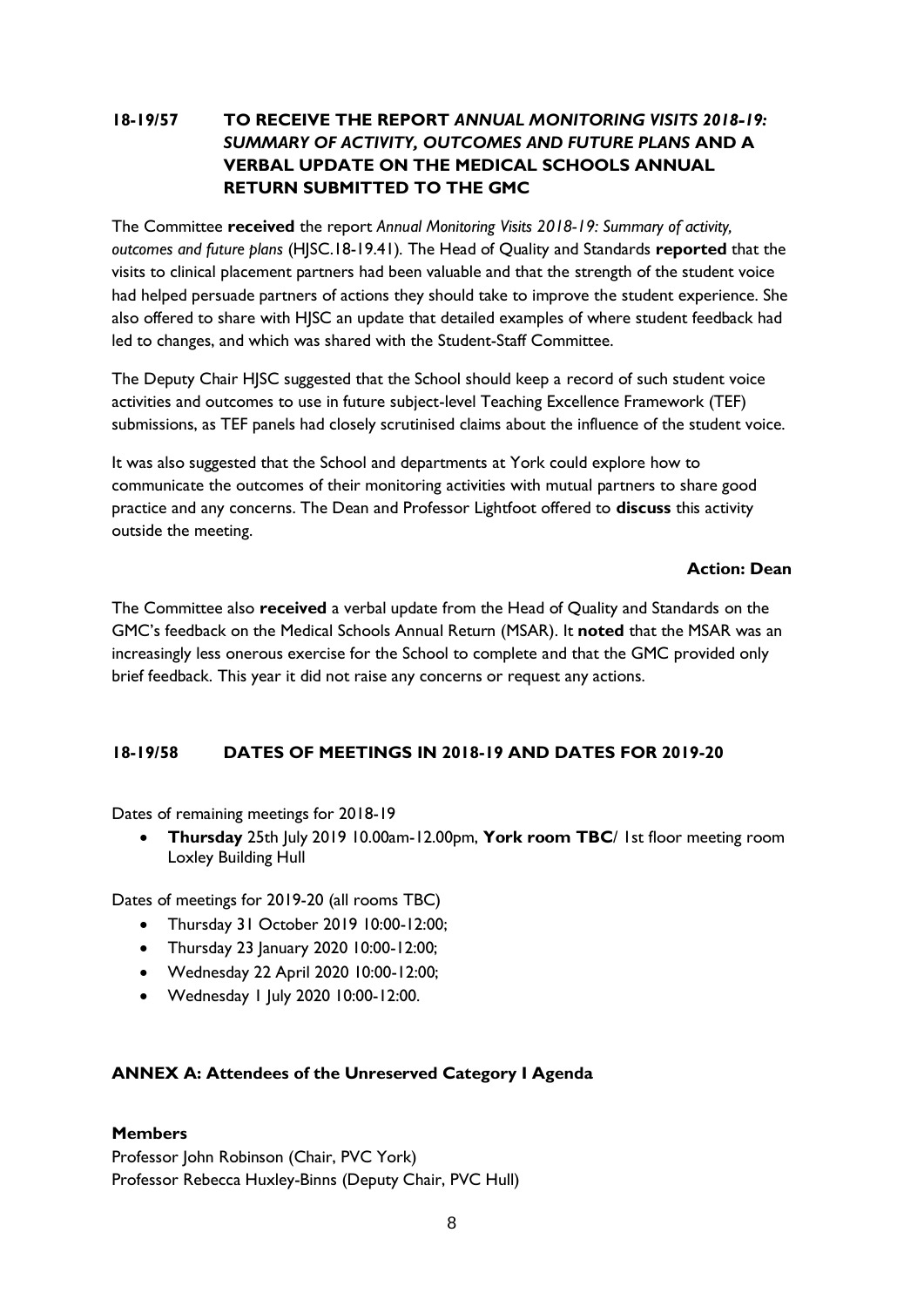## 18-19/57 TO RECEIVE THE REPORT *ANNUAL MONITORING VISITS 2018-19: SUMMARY OF ACTIVITY, OUTCOMES AND FUTURE PLANS* AND A VERBAL UPDATE ON THE MEDICAL SCHOOLS ANNUAL RETURN SUBMITTED TO THE GMC

The Committee **received** the report *Annual Monitoring Visits 2018-19: Summary of activity, outcomes and future plans* (HJSC.18-19.41). The Head of Quality and Standards **reported** that the visits to clinical placement partners had been valuable and that the strength of the student voice had helped persuade partners of actions they should take to improve the student experience. She also offered to share with HJSC an update that detailed examples of where student feedback had led to changes, and which was shared with the Student-Staff Committee.

The Deputy Chair HJSC suggested that the School should keep a record of such student voice activities and outcomes to use in future subject-level Teaching Excellence Framework (TEF) submissions, as TEF panels had closely scrutinised claims about the influence of the student voice.

It was also suggested that the School and departments at York could explore how to communicate the outcomes of their monitoring activities with mutual partners to share good practice and any concerns. The Dean and Professor Lightfoot offered to **discuss** this activity outside the meeting.

**Action: Dean**

The Committee also **received** a verbal update from the Head of Quality and Standards on the GMC's feedback on the Medical Schools Annual Return (MSAR). It **noted** that the MSAR was an increasingly less onerous exercise for the School to complete and that the GMC provided only brief feedback. This year it did not raise any concerns or request any actions.

## 18-19/58 DATES OF MEETINGS IN 2018-19 AND DATES FOR 2019-20

Dates of remaining meetings for 2018-19

- **Thursday** 25th July 2019 10.00am-12.00pm, **York room TBC**/ 1st floor meeting room Loxley Building Hull

Dates of meetings for 2019-20 (all rooms TBC)

- Thursday 31 October 2019 10:00-12:00;
- Thursday 23 January 2020 10:00-12:00;
- Wednesday 22 April 2020 10:00-12:00;
- Wednesday 1 July 2020 10:00-12:00.

## ANNEX A: Attendees of the Unreserved Category I Agenda

**Members**

Professor John Robinson (Chair, PVC York)
Professor Rebecca Huxley-Binns (Deputy Chair, PVC Hull)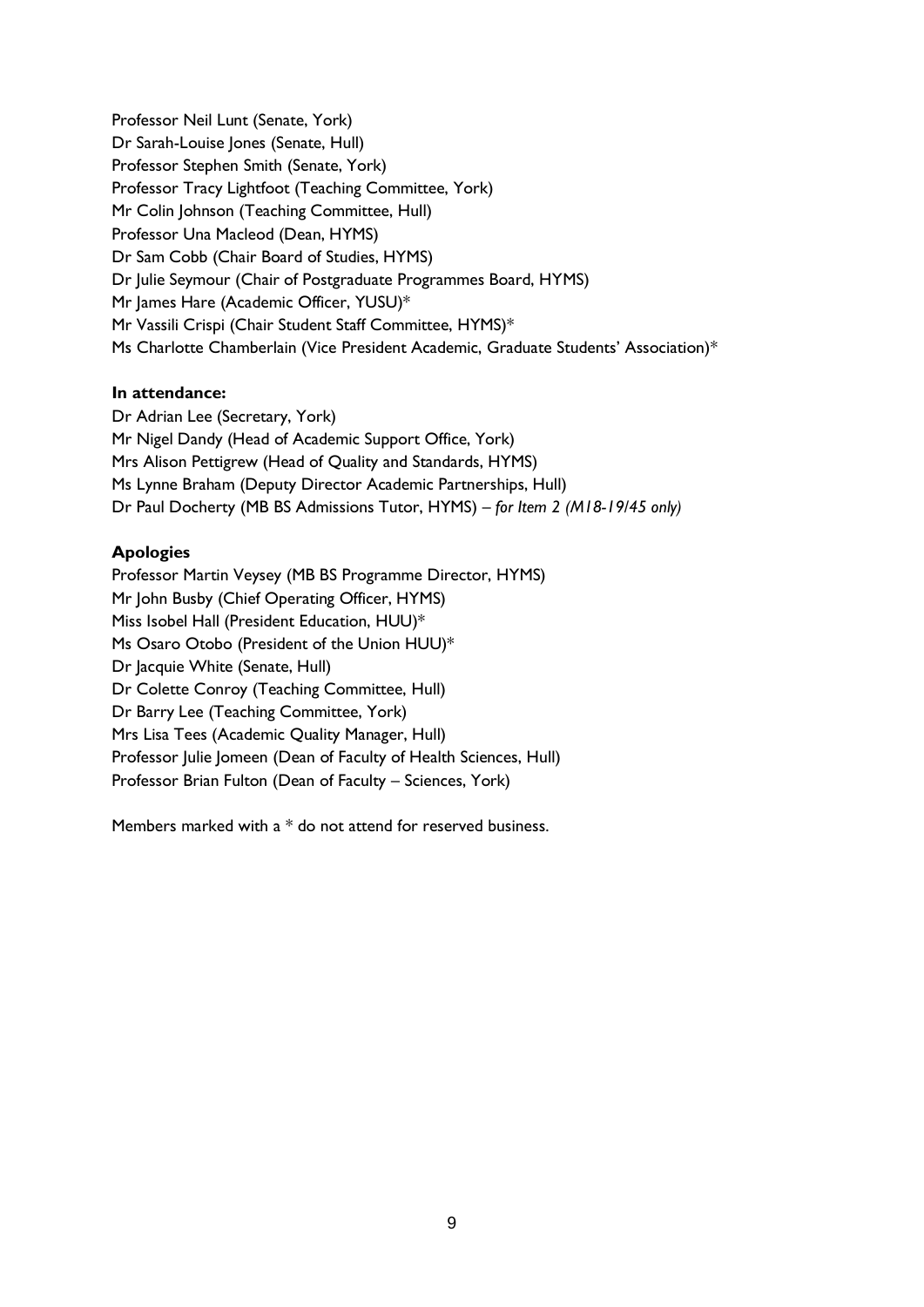Professor Neil Lunt (Senate, York)
Dr Sarah-Louise Jones (Senate, Hull)
Professor Stephen Smith (Senate, York)
Professor Tracy Lightfoot (Teaching Committee, York)
Mr Colin Johnson (Teaching Committee, Hull)
Professor Una Macleod (Dean, HYMS)
Dr Sam Cobb (Chair Board of Studies, HYMS)
Dr Julie Seymour (Chair of Postgraduate Programmes Board, HYMS)
Mr James Hare (Academic Officer, YUSU)*
Mr Vassili Crispi (Chair Student Staff Committee, HYMS)*
Ms Charlotte Chamberlain (Vice President Academic, Graduate Students' Association)*

**In attendance:**

Dr Adrian Lee (Secretary, York)
Mr Nigel Dandy (Head of Academic Support Office, York)
Mrs Alison Pettigrew (Head of Quality and Standards, HYMS)
Ms Lynne Braham (Deputy Director Academic Partnerships, Hull)
Dr Paul Docherty (MB BS Admissions Tutor, HYMS) – *for Item 2 (M18-19/45 only)*

**Apologies**

Professor Martin Veysey (MB BS Programme Director, HYMS)
Mr John Busby (Chief Operating Officer, HYMS)
Miss Isobel Hall (President Education, HUU)*
Ms Osaro Otobo (President of the Union HUU)*
Dr Jacquie White (Senate, Hull)
Dr Colette Conroy (Teaching Committee, Hull)
Dr Barry Lee (Teaching Committee, York)
Mrs Lisa Tees (Academic Quality Manager, Hull)
Professor Julie Jomeen (Dean of Faculty of Health Sciences, Hull)
Professor Brian Fulton (Dean of Faculty – Sciences, York)

Members marked with a * do not attend for reserved business.